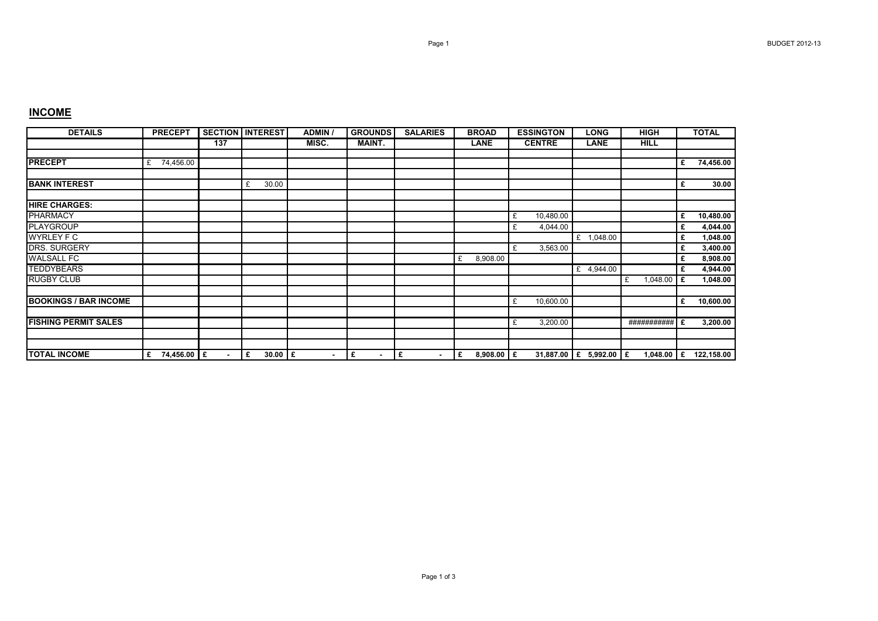## INCOME

| DETAILS | PRECEPT | SECTION 137 | INTEREST | ADMIN / MISC. | GROUNDS MAINT. | SALARIES | BROAD LANE | ESSINGTON CENTRE | LONG LANE | HIGH HILL | TOTAL |
|---|---|---|---|---|---|---|---|---|---|---|---|
| **PRECEPT** | £ 74,456.00 | | | | | | | | | | **£ 74,456.00** |
| **BANK INTEREST** | | | £ 30.00 | | | | | | | | **£ 30.00** |
| **HIRE CHARGES:** | | | | | | | | | | | |
| PHARMACY | | | | | | | | £ 10,480.00 | | | **£ 10,480.00** |
| PLAYGROUP | | | | | | | | £ 4,044.00 | | | **£ 4,044.00** |
| WYRLEY F C | | | | | | | | | £ 1,048.00 | | **£ 1,048.00** |
| DRS. SURGERY | | | | | | | | £ 3,563.00 | | | **£ 3,400.00** |
| WALSALL FC | | | | | | | £ 8,908.00 | | | | **£ 8,908.00** |
| TEDDYBEARS | | | | | | | | | £ 4,944.00 | | **£ 4,944.00** |
| RUGBY CLUB | | | | | | | | | | £ 1,048.00 | **£ 1,048.00** |
| **BOOKINGS / BAR INCOME** | | | | | | | | £ 10,600.00 | | | **£ 10,600.00** |
| **FISHING PERMIT SALES** | | | | | | | | £ 3,200.00 | | ########### | **£ 3,200.00** |
| **TOTAL INCOME** | **£ 74,456.00** | **£ -** | **£ 30.00** | **£ -** | **£ -** | **£ -** | **£ 8,908.00** | **£ 31,887.00** | **£ 5,992.00** | **£ 1,048.00** | **£ 122,158.00** |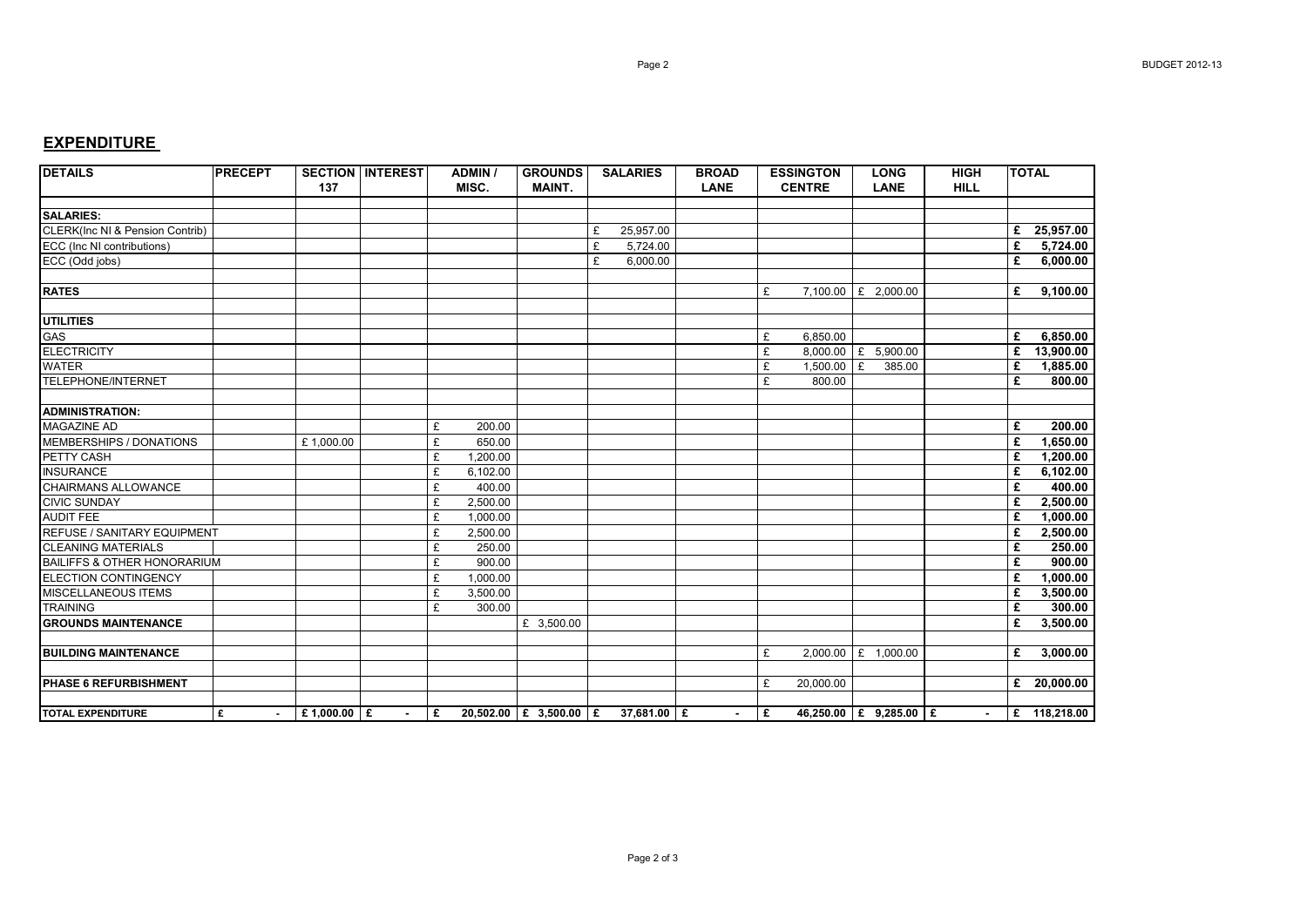## EXPENDITURE

| DETAILS | PRECEPT | SECTION 137 | INTEREST | ADMIN / MISC. | GROUNDS MAINT. | SALARIES | BROAD LANE | ESSINGTON CENTRE | LONG LANE | HIGH HILL | TOTAL |
|---|---|---|---|---|---|---|---|---|---|---|---|
| **SALARIES:** | | | | | | | | | | | |
| CLERK(Inc NI & Pension Contrib) | | | | | | £ 25,957.00 | | | | | £ 25,957.00 |
| ECC (Inc NI contributions) | | | | | | £ 5,724.00 | | | | | £ 5,724.00 |
| ECC (Odd jobs) | | | | | | £ 6,000.00 | | | | | £ 6,000.00 |
| **RATES** | | | | | | | | £ 7,100.00 | £ 2,000.00 | | £ 9,100.00 |
| **UTILITIES** | | | | | | | | | | | |
| GAS | | | | | | | | £ 6,850.00 | | | £ 6,850.00 |
| ELECTRICITY | | | | | | | | £ 8,000.00 | £ 5,900.00 | | £ 13,900.00 |
| WATER | | | | | | | | £ 1,500.00 | £ 385.00 | | £ 1,885.00 |
| TELEPHONE/INTERNET | | | | | | | | £ 800.00 | | | £ 800.00 |
| **ADMINISTRATION:** | | | | | | | | | | | |
| MAGAZINE AD | | | | £ 200.00 | | | | | | | £ 200.00 |
| MEMBERSHIPS / DONATIONS | | £ 1,000.00 | | £ 650.00 | | | | | | | £ 1,650.00 |
| PETTY CASH | | | | £ 1,200.00 | | | | | | | £ 1,200.00 |
| INSURANCE | | | | £ 6,102.00 | | | | | | | £ 6,102.00 |
| CHAIRMANS ALLOWANCE | | | | £ 400.00 | | | | | | | £ 400.00 |
| CIVIC SUNDAY | | | | £ 2,500.00 | | | | | | | £ 2,500.00 |
| AUDIT FEE | | | | £ 1,000.00 | | | | | | | £ 1,000.00 |
| REFUSE / SANITARY EQUIPMENT | | | | £ 2,500.00 | | | | | | | £ 2,500.00 |
| CLEANING MATERIALS | | | | £ 250.00 | | | | | | | £ 250.00 |
| BAILIFFS & OTHER HONORARIUM | | | | £ 900.00 | | | | | | | £ 900.00 |
| ELECTION CONTINGENCY | | | | £ 1,000.00 | | | | | | | £ 1,000.00 |
| MISCELLANEOUS ITEMS | | | | £ 3,500.00 | | | | | | | £ 3,500.00 |
| TRAINING | | | | £ 300.00 | | | | | | | £ 300.00 |
| **GROUNDS MAINTENANCE** | | | | | £ 3,500.00 | | | | | | £ 3,500.00 |
| **BUILDING MAINTENANCE** | | | | | | | | £ 2,000.00 | £ 1,000.00 | | £ 3,000.00 |
| **PHASE 6 REFURBISHMENT** | | | | | | | | £ 20,000.00 | | | £ 20,000.00 |
| **TOTAL EXPENDITURE** | £ - | £ 1,000.00 | £ - | £ 20,502.00 | £ 3,500.00 | £ 37,681.00 | £ - | £ 46,250.00 | £ 9,285.00 | £ - | £ 118,218.00 |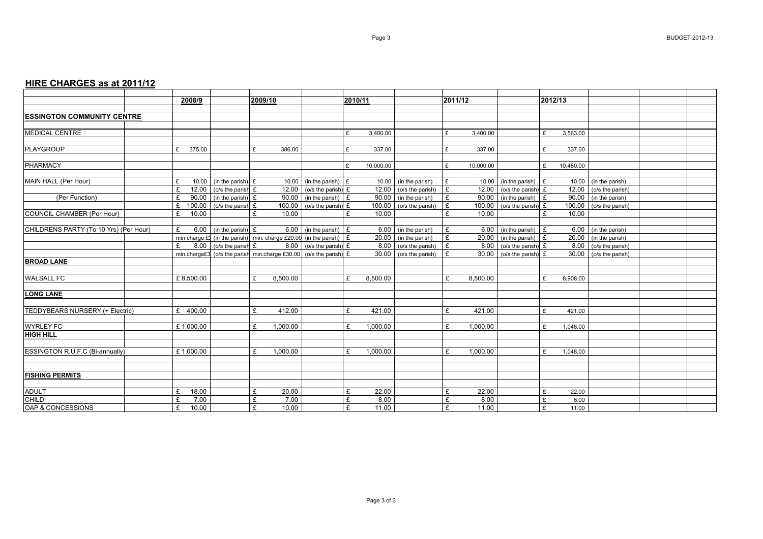## HIRE CHARGES as at 2011/12

| | 2008/9 | | 2009/10 | | 2010/11 | | 2011/12 | | 2012/13 | |
|---|---|---|---|---|---|---|---|---|---|---|
| **ESSINGTON COMMUNITY CENTRE** | | | | | | | | | | |
| MEDICAL CENTRE | | | | | £ 3,400.00 | | £ 3,400.00 | | £ 3,563.00 | |
| PLAYGROUP | £ 375.00 | | £ 386.00 | | £ 337.00 | | £ 337.00 | | £ 337.00 | |
| PHARMACY | | | | | £ 10,000.00 | | £ 10,000.00 | | £ 10,480.00 | |
| MAIN HALL (Per Hour) | £ 10.00 | (in the parish) | £ 10.00 | (in the parish) | £ 10.00 | (in the parish) | £ 10.00 | (in the parish) | £ 10.00 | (in the parish) |
| | £ 12.00 | (o/s the parish | £ 12.00 | (o/s the parish) | £ 12.00 | (o/s the parish) | £ 12.00 | (o/s the parish) | £ 12.00 | (o/s the parish) |
| (Per Function) | £ 90.00 | (in the parish) | £ 90.00 | (in the parish) | £ 90.00 | (in the parish) | £ 90.00 | (in the parish) | £ 90.00 | (in the parish) |
| | £ 100.00 | (o/s the parish | £ 100.00 | (o/s the parish) | £ 100.00 | (o/s the parish) | £ 100.00 | (o/s the parish) | £ 100.00 | (o/s the parish) |
| COUNCIL CHAMBER (Per Hour) | £ 10.00 | | £ 10.00 | | £ 10.00 | | £ 10.00 | | £ 10.00 | |
| CHILDRENS PARTY (To 10 Yrs) (Per Hour) | £ 6.00 | (in the parish) | £ 6.00 | (in the parish) | £ 6.00 | (in the parish) | £ 6.00 | (in the parish) | £ 6.00 | (in the parish) |
| | min charge £ | (in the parish) | min. charge £20.00 | (in the parish) | £ 20.00 | (in the parish) | £ 20.00 | (in the parish) | £ 20.00 | (in the parish) |
| | £ 8.00 | (o/s the parish | £ 8.00 | (o/s the parish) | £ 8.00 | (o/s the parish) | £ 8.00 | (o/s the parish) | £ 8.00 | (o/s the parish) |
| | min.charge£3 | (o/s the parish | min.charge £30.00 | (o/s the parish) | £ 30.00 | (o/s the parish) | £ 30.00 | (o/s the parish) | £ 30.00 | (o/s the parish) |
| **BROAD LANE** | | | | | | | | | | |
| WALSALL FC | £ 8,500.00 | | £ 8,500.00 | | £ 8,500.00 | | £ 8,500.00 | | £ 8,908.00 | |
| **LONG LANE** | | | | | | | | | | |
| TEDDYBEARS NURSERY (+ Electric) | £ 400.00 | | £ 412.00 | | £ 421.00 | | £ 421.00 | | £ 421.00 | |
| WYRLEY FC | £ 1,000.00 | | £ 1,000.00 | | £ 1,000.00 | | £ 1,000.00 | | £ 1,048.00 | |
| **HIGH HILL** | | | | | | | | | | |
| ESSINGTON R.U.F.C (Bi-annually) | £ 1,000.00 | | £ 1,000.00 | | £ 1,000.00 | | £ 1,000.00 | | £ 1,048.00 | |
| **FISHING PERMITS** | | | | | | | | | | |
| ADULT | £ 18.00 | | £ 20.00 | | £ 22.00 | | £ 22.00 | | £ 22.00 | |
| CHILD | £ 7.00 | | £ 7.00 | | £ 8.00 | | £ 8.00 | | £ 8.00 | |
| OAP & CONCESSIONS | £ 10.00 | | £ 10.00 | | £ 11.00 | | £ 11.00 | | £ 11.00 | |